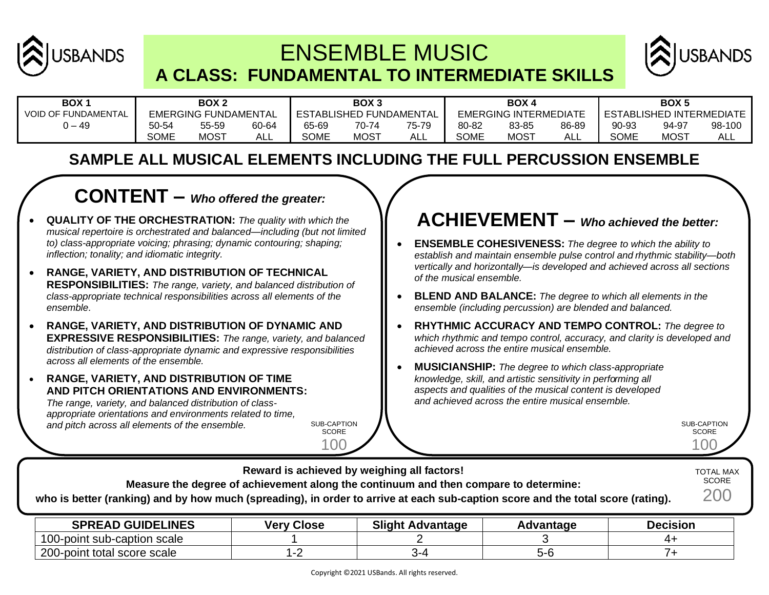# ENSEMBLE MUSIC

## A CLASS: FUNDAMENTAL TO INTERMEDIATE SKILLS

| BOX 1 | BOX 2 | | | BOX 3 | | | BOX 4 | | | BOX 5 | | |
|---|---|---|---|---|---|---|---|---|---|---|---|---|
| VOID OF FUNDAMENTAL | EMERGING FUNDAMENTAL | | | ESTABLISHED FUNDAMENTAL | | | EMERGING INTERMEDIATE | | | ESTABLISHED INTERMEDIATE | | |
| 0 – 49 | 50-54 | 55-59 | 60-64 | 65-69 | 70-74 | 75-79 | 80-82 | 83-85 | 86-89 | 90-93 | 94-97 | 98-100 |
| | SOME | MOST | ALL | SOME | MOST | ALL | SOME | MOST | ALL | SOME | MOST | ALL |

## SAMPLE ALL MUSICAL ELEMENTS INCLUDING THE FULL PERCUSSION ENSEMBLE

### CONTENT – *Who offered the greater:*

- **QUALITY OF THE ORCHESTRATION:** *The quality with which the musical repertoire is orchestrated and balanced—including (but not limited to) class-appropriate voicing; phrasing; dynamic contouring; shaping; inflection; tonality; and idiomatic integrity.*
- **RANGE, VARIETY, AND DISTRIBUTION OF TECHNICAL RESPONSIBILITIES:** *The range, variety, and balanced distribution of class-appropriate technical responsibilities across all elements of the ensemble.*
- **RANGE, VARIETY, AND DISTRIBUTION OF DYNAMIC AND EXPRESSIVE RESPONSIBILITIES:** *The range, variety, and balanced distribution of class-appropriate dynamic and expressive responsibilities across all elements of the ensemble.*
- **RANGE, VARIETY, AND DISTRIBUTION OF TIME AND PITCH ORIENTATIONS AND ENVIRONMENTS:** *The range, variety, and balanced distribution of class-appropriate orientations and environments related to time, and pitch across all elements of the ensemble.*

SUB-CAPTION SCORE 100

### ACHIEVEMENT – *Who achieved the better:*

- **ENSEMBLE COHESIVENESS:** *The degree to which the ability to establish and maintain ensemble pulse control and rhythmic stability—both vertically and horizontally—is developed and achieved across all sections of the musical ensemble.*
- **BLEND AND BALANCE:** *The degree to which all elements in the ensemble (including percussion) are blended and balanced.*
- **RHYTHMIC ACCURACY AND TEMPO CONTROL:** *The degree to which rhythmic and tempo control, accuracy, and clarity is developed and achieved across the entire musical ensemble.*
- **MUSICIANSHIP:** *The degree to which class-appropriate knowledge, skill, and artistic sensitivity in performing all aspects and qualities of the musical content is developed and achieved across the entire musical ensemble.*

SUB-CAPTION SCORE 100

**Reward is achieved by weighing all factors!**

**Measure the degree of achievement along the continuum and then compare to determine:**

**who is better (ranking) and by how much (spreading), in order to arrive at each sub-caption score and the total score (rating).**

TOTAL MAX SCORE 200

| SPREAD GUIDELINES | Very Close | Slight Advantage | Advantage | Decision |
|---|---|---|---|---|
| 100-point sub-caption scale | 1 | 2 | 3 | 4+ |
| 200-point total score scale | 1-2 | 3-4 | 5-6 | 7+ |

Copyright ©2021 USBands. All rights reserved.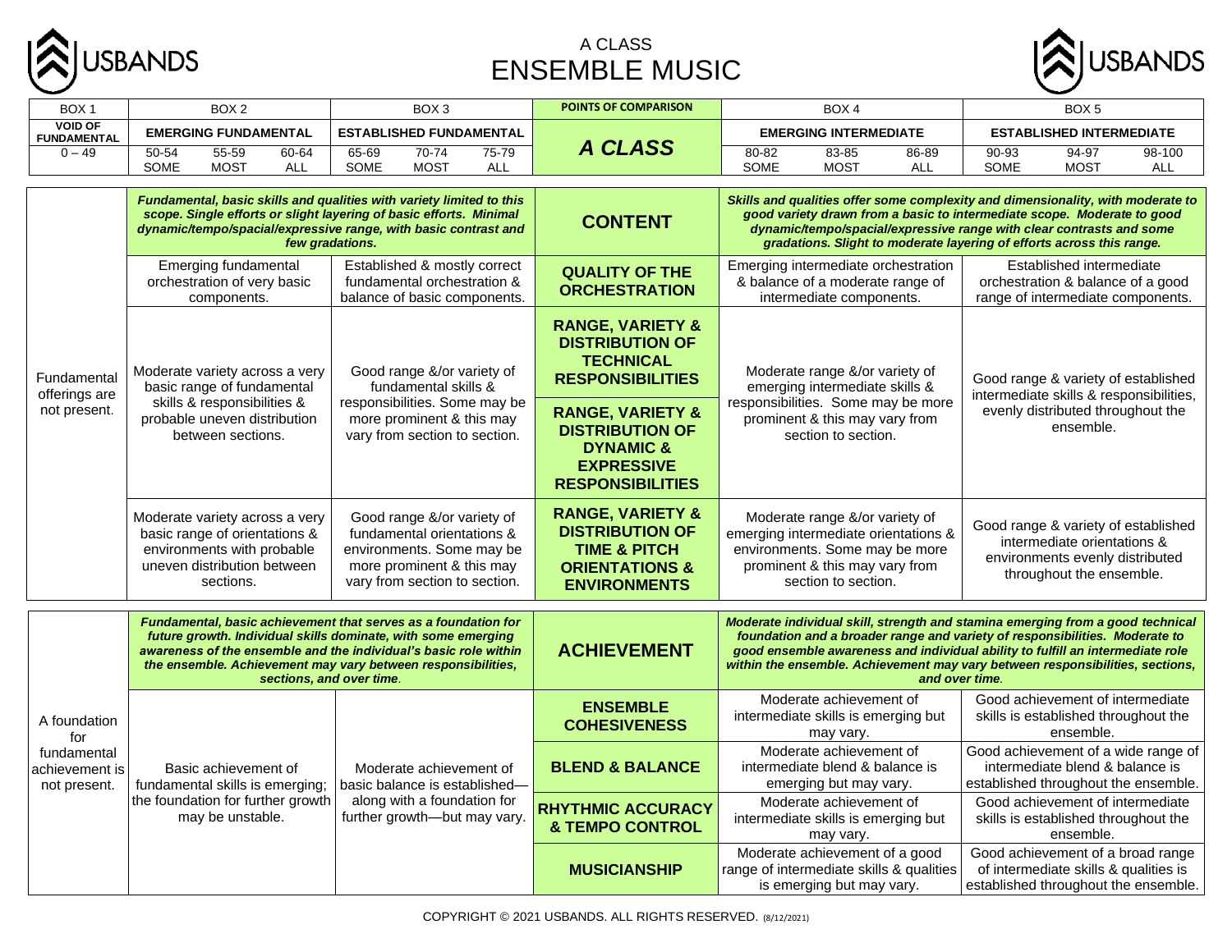# A CLASS
# ENSEMBLE MUSIC

| BOX 1 | BOX 2 | | | BOX 3 | | | POINTS OF COMPARISON | BOX 4 | | | BOX 5 | | |
|---|---|---|---|---|---|---|---|---|---|---|---|---|---|
| **VOID OF FUNDAMENTAL** | **EMERGING FUNDAMENTAL** | | | **ESTABLISHED FUNDAMENTAL** | | | ***A CLASS*** | **EMERGING INTERMEDIATE** | | | **ESTABLISHED INTERMEDIATE** | | |
| 0 – 49 | 50-54 SOME | 55-59 MOST | 60-64 ALL | 65-69 SOME | 70-74 MOST | 75-79 ALL | | 80-82 SOME | 83-85 MOST | 86-89 ALL | 90-93 SOME | 94-97 MOST | 98-100 ALL |

| BOX 1 | BOX 2 | BOX 3 | POINTS OF COMPARISON | BOX 4 | BOX 5 |
|---|---|---|---|---|---|
| Fundamental offerings are not present. | ***Fundamental, basic skills and qualities with variety limited to this scope. Single efforts or slight layering of basic efforts. Minimal dynamic/tempo/spacial/expressive range, with basic contrast and few gradations.*** | | **CONTENT** | ***Skills and qualities offer some complexity and dimensionality, with moderate to good variety drawn from a basic to intermediate scope. Moderate to good dynamic/tempo/spacial/expressive range with clear contrasts and some gradations. Slight to moderate layering of efforts across this range.*** | |
| | Emerging fundamental orchestration of very basic components. | Established & mostly correct fundamental orchestration & balance of basic components. | **QUALITY OF THE ORCHESTRATION** | Emerging intermediate orchestration & balance of a moderate range of intermediate components. | Established intermediate orchestration & balance of a good range of intermediate components. |
| | Moderate variety across a very basic range of fundamental skills & responsibilities & probable uneven distribution between sections. | Good range &/or variety of fundamental skills & responsibilities. Some may be more prominent & this may vary from section to section. | **RANGE, VARIETY & DISTRIBUTION OF TECHNICAL RESPONSIBILITIES**<br>**RANGE, VARIETY & DISTRIBUTION OF DYNAMIC & EXPRESSIVE RESPONSIBILITIES** | Moderate range &/or variety of emerging intermediate skills & responsibilities. Some may be more prominent & this may vary from section to section. | Good range & variety of established intermediate skills & responsibilities, evenly distributed throughout the ensemble. |
| | Moderate variety across a very basic range of orientations & environments with probable uneven distribution between sections. | Good range &/or variety of fundamental orientations & environments. Some may be more prominent & this may vary from section to section. | **RANGE, VARIETY & DISTRIBUTION OF TIME & PITCH ORIENTATIONS & ENVIRONMENTS** | Moderate range &/or variety of emerging intermediate orientations & environments. Some may be more prominent & this may vary from section to section. | Good range & variety of established intermediate orientations & environments evenly distributed throughout the ensemble. |

| BOX 1 | BOX 2 | BOX 3 | POINTS OF COMPARISON | BOX 4 | BOX 5 |
|---|---|---|---|---|---|
| A foundation for fundamental achievement is not present. | ***Fundamental, basic achievement that serves as a foundation for future growth. Individual skills dominate, with some emerging awareness of the ensemble and the individual's basic role within the ensemble. Achievement may vary between responsibilities, sections, and over time.*** | | **ACHIEVEMENT** | ***Moderate individual skill, strength and stamina emerging from a good technical foundation and a broader range and variety of responsibilities. Moderate to good ensemble awareness and individual ability to fulfill an intermediate role within the ensemble. Achievement may vary between responsibilities, sections, and over time.*** | |
| | Basic achievement of fundamental skills is emerging; the foundation for further growth may be unstable. | Moderate achievement of basic balance is established—along with a foundation for further growth—but may vary. | **ENSEMBLE COHESIVENESS** | Moderate achievement of intermediate skills is emerging but may vary. | Good achievement of intermediate skills is established throughout the ensemble. |
| | | | **BLEND & BALANCE** | Moderate achievement of intermediate blend & balance is emerging but may vary. | Good achievement of a wide range of intermediate blend & balance is established throughout the ensemble. |
| | | | **RHYTHMIC ACCURACY & TEMPO CONTROL** | Moderate achievement of intermediate skills is emerging but may vary. | Good achievement of intermediate skills is established throughout the ensemble. |
| | | | **MUSICIANSHIP** | Moderate achievement of a good range of intermediate skills & qualities is emerging but may vary. | Good achievement of a broad range of intermediate skills & qualities is established throughout the ensemble. |

COPYRIGHT © 2021 USBANDS. ALL RIGHTS RESERVED. (8/12/2021)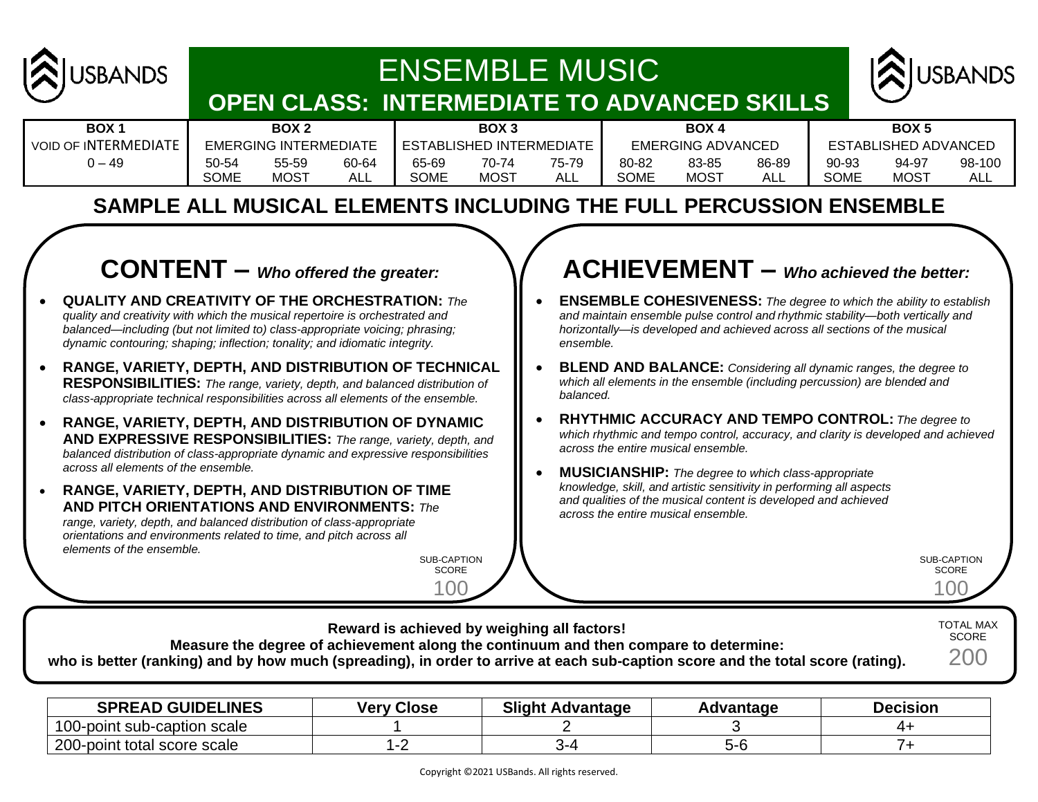# ENSEMBLE MUSIC

## OPEN CLASS: INTERMEDIATE TO ADVANCED SKILLS

| BOX 1 | BOX 2 | | | BOX 3 | | | BOX 4 | | | BOX 5 | | |
|---|---|---|---|---|---|---|---|---|---|---|---|---|
| VOID OF INTERMEDIATE | EMERGING INTERMEDIATE | | | ESTABLISHED INTERMEDIATE | | | EMERGING ADVANCED | | | ESTABLISHED ADVANCED | | |
| 0 – 49 | 50-54 SOME | 55-59 MOST | 60-64 ALL | 65-69 SOME | 70-74 MOST | 75-79 ALL | 80-82 SOME | 83-85 MOST | 86-89 ALL | 90-93 SOME | 94-97 MOST | 98-100 ALL |

## SAMPLE ALL MUSICAL ELEMENTS INCLUDING THE FULL PERCUSSION ENSEMBLE

## CONTENT – *Who offered the greater:*

- **QUALITY AND CREATIVITY OF THE ORCHESTRATION:** *The quality and creativity with which the musical repertoire is orchestrated and balanced—including (but not limited to) class-appropriate voicing; phrasing; dynamic contouring; shaping; inflection; tonality; and idiomatic integrity.*
- **RANGE, VARIETY, DEPTH, AND DISTRIBUTION OF TECHNICAL RESPONSIBILITIES:** *The range, variety, depth, and balanced distribution of class-appropriate technical responsibilities across all elements of the ensemble.*
- **RANGE, VARIETY, DEPTH, AND DISTRIBUTION OF DYNAMIC AND EXPRESSIVE RESPONSIBILITIES:** *The range, variety, depth, and balanced distribution of class-appropriate dynamic and expressive responsibilities across all elements of the ensemble.*
- **RANGE, VARIETY, DEPTH, AND DISTRIBUTION OF TIME AND PITCH ORIENTATIONS AND ENVIRONMENTS:** *The range, variety, depth, and balanced distribution of class-appropriate orientations and environments related to time, and pitch across all elements of the ensemble.*

SUB-CAPTION SCORE
100

## ACHIEVEMENT – *Who achieved the better:*

- **ENSEMBLE COHESIVENESS:** *The degree to which the ability to establish and maintain ensemble pulse control and rhythmic stability—both vertically and horizontally—is developed and achieved across all sections of the musical ensemble.*
- **BLEND AND BALANCE:** *Considering all dynamic ranges, the degree to which all elements in the ensemble (including percussion) are blended and balanced.*
- **RHYTHMIC ACCURACY AND TEMPO CONTROL:** *The degree to which rhythmic and tempo control, accuracy, and clarity is developed and achieved across the entire musical ensemble.*
- **MUSICIANSHIP:** *The degree to which class-appropriate knowledge, skill, and artistic sensitivity in performing all aspects and qualities of the musical content is developed and achieved across the entire musical ensemble.*

SUB-CAPTION SCORE
100

**Reward is achieved by weighing all factors!**
**Measure the degree of achievement along the continuum and then compare to determine:**
**who is better (ranking) and by how much (spreading), in order to arrive at each sub-caption score and the total score (rating).**

TOTAL MAX SCORE
200

| SPREAD GUIDELINES | Very Close | Slight Advantage | Advantage | Decision |
|---|---|---|---|---|
| 100-point sub-caption scale | 1 | 2 | 3 | 4+ |
| 200-point total score scale | 1-2 | 3-4 | 5-6 | 7+ |

Copyright ©2021 USBands. All rights reserved.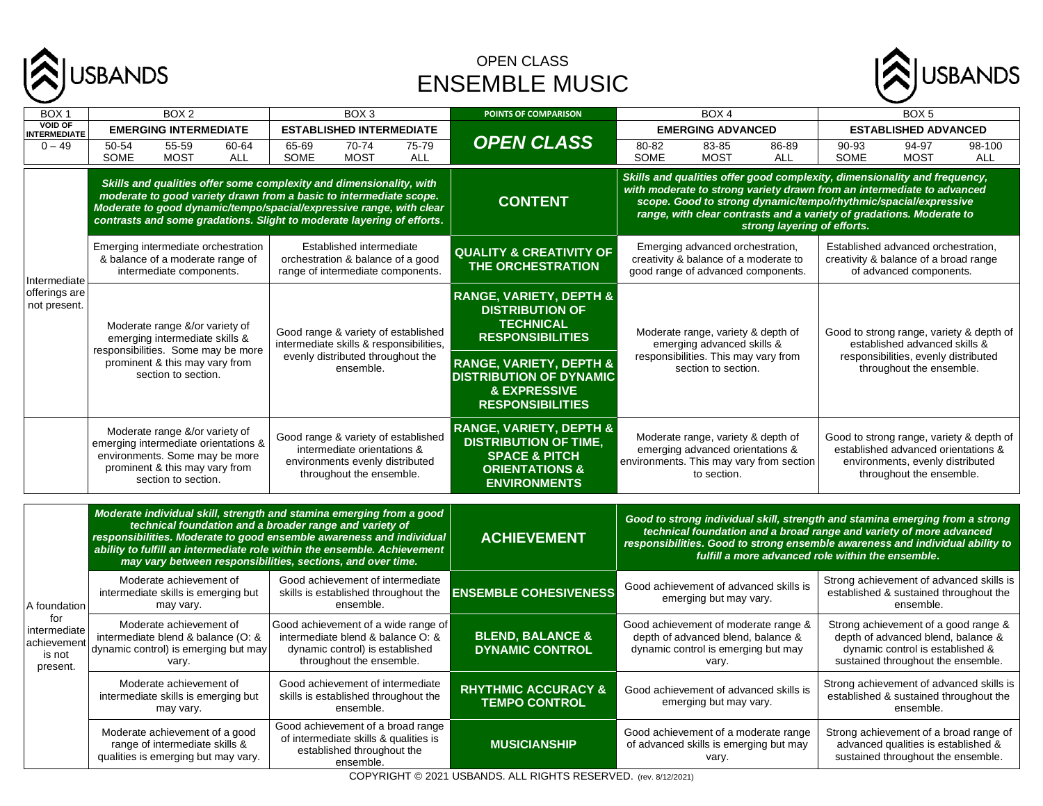# OPEN CLASS
# ENSEMBLE MUSIC

| BOX 1 | BOX 2 | | | BOX 3 | | | POINTS OF COMPARISON | BOX 4 | | | BOX 5 | | |
|---|---|---|---|---|---|---|---|---|---|---|---|---|---|
| **VOID OF INTERMEDIATE** | **EMERGING INTERMEDIATE** | | | **ESTABLISHED INTERMEDIATE** | | | ***OPEN CLASS*** | **EMERGING ADVANCED** | | | **ESTABLISHED ADVANCED** | | |
| 0 – 49 | 50-54 SOME | 55-59 MOST | 60-64 ALL | 65-69 SOME | 70-74 MOST | 75-79 ALL | | 80-82 SOME | 83-85 MOST | 86-89 ALL | 90-93 SOME | 94-97 MOST | 98-100 ALL |

| | | | | | |
|---|---|---|---|---|---|
| Intermediate offerings are not present. | ***Skills and qualities offer some complexity and dimensionality, with moderate to good variety drawn from a basic to intermediate scope. Moderate to good dynamic/tempo/spatial/expressive range, with clear contrasts and some gradations. Slight to moderate layering of efforts.*** | | **CONTENT** | ***Skills and qualities offer good complexity, dimensionality and frequency, with moderate to strong variety drawn from an intermediate to advanced scope. Good to strong dynamic/tempo/rhythmic/spatial/expressive range, with clear contrasts and a variety of gradations. Moderate to strong layering of efforts.*** | |
| | Emerging intermediate orchestration & balance of a moderate range of intermediate components. | Established intermediate orchestration & balance of a good range of intermediate components. | **QUALITY & CREATIVITY OF THE ORCHESTRATION** | Emerging advanced orchestration, creativity & balance of a moderate to good range of advanced components. | Established advanced orchestration, creativity & balance of a broad range of advanced components. |
| | Moderate range &/or variety of emerging intermediate skills & responsibilities. Some may be more prominent & this may vary from section to section. | Good range & variety of established intermediate skills & responsibilities, evenly distributed throughout the ensemble. | **RANGE, VARIETY, DEPTH & DISTRIBUTION OF TECHNICAL RESPONSIBILITIES** / **RANGE, VARIETY, DEPTH & DISTRIBUTION OF DYNAMIC & EXPRESSIVE RESPONSIBILITIES** | Moderate range, variety & depth of emerging advanced skills & responsibilities. This may vary from section to section. | Good to strong range, variety & depth of established advanced skills & responsibilities, evenly distributed throughout the ensemble. |
| | Moderate range &/or variety of emerging intermediate orientations & environments. Some may be more prominent & this may vary from section to section. | Good range & variety of established intermediate orientations & environments evenly distributed throughout the ensemble. | **RANGE, VARIETY, DEPTH & DISTRIBUTION OF TIME, SPACE & PITCH ORIENTATIONS & ENVIRONMENTS** | Moderate range, variety & depth of emerging advanced orientations & environments. This may vary from section to section. | Good to strong range, variety & depth of established advanced orientations & environments, evenly distributed throughout the ensemble. |

| | | | | | |
|---|---|---|---|---|---|
| A foundation for intermediate achievement is not present. | ***Moderate individual skill, strength and stamina emerging from a good technical foundation and a broader range and variety of responsibilities. Moderate to good ensemble awareness and individual ability to fulfill an intermediate role within the ensemble. Achievement may vary between responsibilities, sections, and over time.*** | | **ACHIEVEMENT** | ***Good to strong individual skill, strength and stamina emerging from a strong technical foundation and a broad range and variety of more advanced responsibilities. Good to strong ensemble awareness and individual ability to fulfill a more advanced role within the ensemble.*** | |
| | Moderate achievement of intermediate skills is emerging but may vary. | Good achievement of intermediate skills is established throughout the ensemble. | **ENSEMBLE COHESIVENESS** | Good achievement of advanced skills is emerging but may vary. | Strong achievement of advanced skills is established & sustained throughout the ensemble. |
| | Moderate achievement of intermediate blend & balance (O: & dynamic control) is emerging but may vary. | Good achievement of a wide range of intermediate blend & balance O: & dynamic control) is established throughout the ensemble. | **BLEND, BALANCE & DYNAMIC CONTROL** | Good achievement of moderate range & depth of advanced blend, balance & dynamic control is emerging but may vary. | Strong achievement of a good range & depth of advanced blend, balance & dynamic control is established & sustained throughout the ensemble. |
| | Moderate achievement of intermediate skills is emerging but may vary. | Good achievement of intermediate skills is established throughout the ensemble. | **RHYTHMIC ACCURACY & TEMPO CONTROL** | Good achievement of advanced skills is emerging but may vary. | Strong achievement of advanced skills is established & sustained throughout the ensemble. |
| | Moderate achievement of a good range of intermediate skills & qualities is emerging but may vary. | Good achievement of a broad range of intermediate skills & qualities is established throughout the ensemble. | **MUSICIANSHIP** | Good achievement of a moderate range of advanced skills is emerging but may vary. | Strong achievement of a broad range of advanced qualities is established & sustained throughout the ensemble. |

COPYRIGHT © 2021 USBANDS. ALL RIGHTS RESERVED. (rev. 8/12/2021)